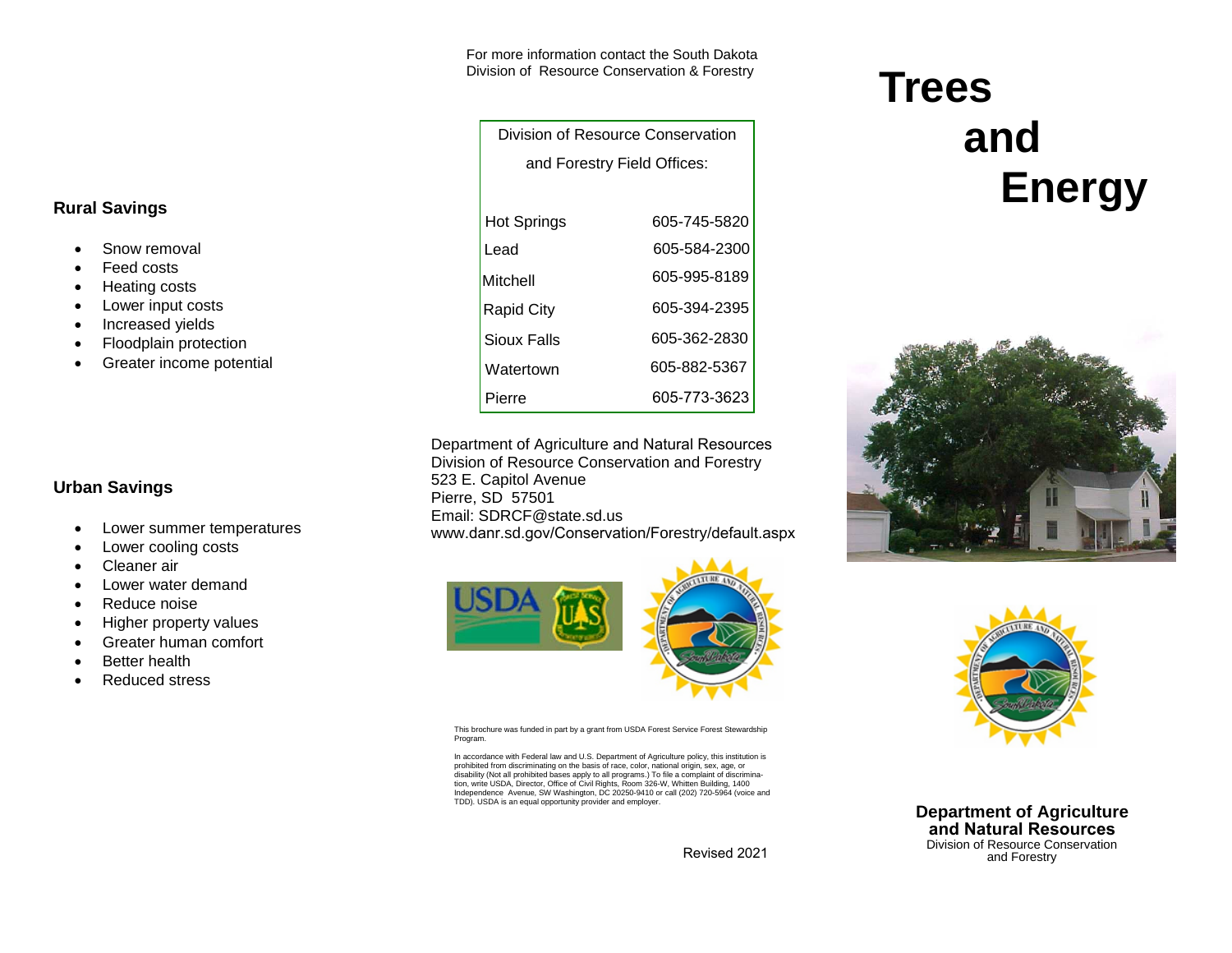## Rural Savings

- Snow removal
- Feed costs
- Heating costs
- Lower input costs
- Increased yields
- Floodplain protection
- Greater income potential

## Urban Savings

- Lower summer temperatures
- Lower cooling costs
- Cleaner air
- Lower water demand
- Reduce noise
- Higher property values
- Greater human comfort
- Better health
- Reduced stress

For more information contact the South Dakota Division of Resource Conservation & Forestry

| Division of Resource Conservation and Forestry Field Offices: | |
|---|---|
| Hot Springs | 605-745-5820 |
| Lead | 605-584-2300 |
| Mitchell | 605-995-8189 |
| Rapid City | 605-394-2395 |
| Sioux Falls | 605-362-2830 |
| Watertown | 605-882-5367 |
| Pierre | 605-773-3623 |

Department of Agriculture and Natural Resources
Division of Resource Conservation and Forestry
523 E. Capitol Avenue
Pierre, SD 57501
Email: SDRCF@state.sd.us
www.danr.sd.gov/Conservation/Forestry/default.aspx

This brochure was funded in part by a grant from USDA Forest Service Forest Stewardship Program.

In accordance with Federal law and U.S. Department of Agriculture policy, this institution is prohibited from discriminating on the basis of race, color, national origin, sex, age, or disability (Not all prohibited bases apply to all programs.) To file a complaint of discrimination, write USDA, Director, Office of Civil Rights, Room 326-W, Whitten Building, 1400 Independence Avenue, SW Washington, DC 20250-9410 or call (202) 720-5964 (voice and TDD). USDA is an equal opportunity provider and employer.

Revised 2021

# Trees and Energy

**Department of Agriculture and Natural Resources**
Division of Resource Conservation and Forestry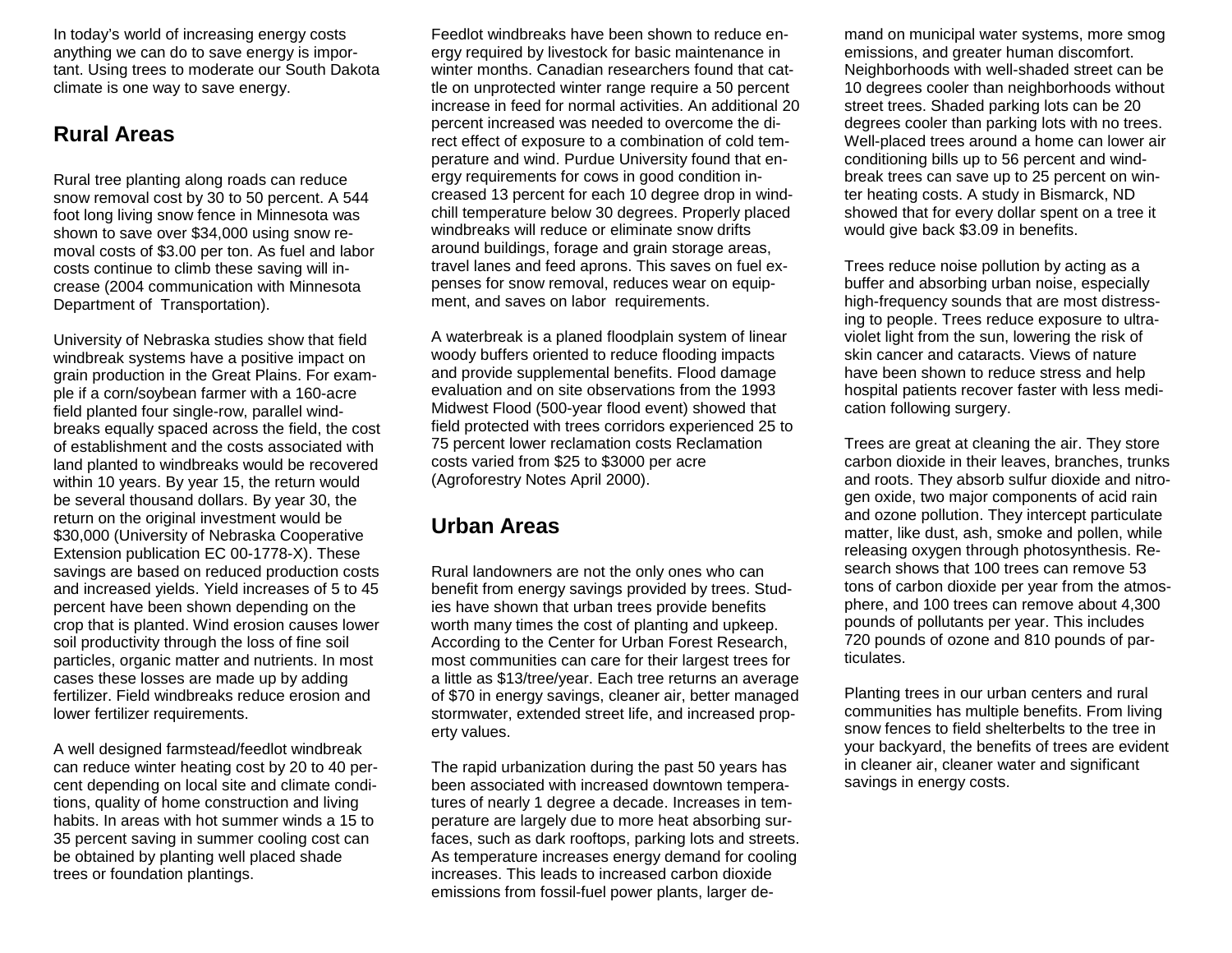In today's world of increasing energy costs anything we can do to save energy is important. Using trees to moderate our South Dakota climate is one way to save energy.

## Rural Areas

Rural tree planting along roads can reduce snow removal cost by 30 to 50 percent. A 544 foot long living snow fence in Minnesota was shown to save over $34,000 using snow removal costs of $3.00 per ton. As fuel and labor costs continue to climb these saving will increase (2004 communication with Minnesota Department of Transportation).

University of Nebraska studies show that field windbreak systems have a positive impact on grain production in the Great Plains. For example if a corn/soybean farmer with a 160-acre field planted four single-row, parallel windbreaks equally spaced across the field, the cost of establishment and the costs associated with land planted to windbreaks would be recovered within 10 years. By year 15, the return would be several thousand dollars. By year 30, the return on the original investment would be $30,000 (University of Nebraska Cooperative Extension publication EC 00-1778-X). These savings are based on reduced production costs and increased yields. Yield increases of 5 to 45 percent have been shown depending on the crop that is planted. Wind erosion causes lower soil productivity through the loss of fine soil particles, organic matter and nutrients. In most cases these losses are made up by adding fertilizer. Field windbreaks reduce erosion and lower fertilizer requirements.

A well designed farmstead/feedlot windbreak can reduce winter heating cost by 20 to 40 percent depending on local site and climate conditions, quality of home construction and living habits. In areas with hot summer winds a 15 to 35 percent saving in summer cooling cost can be obtained by planting well placed shade trees or foundation plantings.

Feedlot windbreaks have been shown to reduce energy required by livestock for basic maintenance in winter months. Canadian researchers found that cattle on unprotected winter range require a 50 percent increase in feed for normal activities. An additional 20 percent increased was needed to overcome the direct effect of exposure to a combination of cold temperature and wind. Purdue University found that energy requirements for cows in good condition increased 13 percent for each 10 degree drop in windchill temperature below 30 degrees. Properly placed windbreaks will reduce or eliminate snow drifts around buildings, forage and grain storage areas, travel lanes and feed aprons. This saves on fuel expenses for snow removal, reduces wear on equipment, and saves on labor requirements.

A waterbreak is a planed floodplain system of linear woody buffers oriented to reduce flooding impacts and provide supplemental benefits. Flood damage evaluation and on site observations from the 1993 Midwest Flood (500-year flood event) showed that field protected with trees corridors experienced 25 to 75 percent lower reclamation costs Reclamation costs varied from $25 to $3000 per acre (Agroforestry Notes April 2000).

## Urban Areas

Rural landowners are not the only ones who can benefit from energy savings provided by trees. Studies have shown that urban trees provide benefits worth many times the cost of planting and upkeep. According to the Center for Urban Forest Research, most communities can care for their largest trees for a little as $13/tree/year. Each tree returns an average of $70 in energy savings, cleaner air, better managed stormwater, extended street life, and increased property values.

The rapid urbanization during the past 50 years has been associated with increased downtown temperatures of nearly 1 degree a decade. Increases in temperature are largely due to more heat absorbing surfaces, such as dark rooftops, parking lots and streets. As temperature increases energy demand for cooling increases. This leads to increased carbon dioxide emissions from fossil-fuel power plants, larger demand on municipal water systems, more smog emissions, and greater human discomfort. Neighborhoods with well-shaded street can be 10 degrees cooler than neighborhoods without street trees. Shaded parking lots can be 20 degrees cooler than parking lots with no trees. Well-placed trees around a home can lower air conditioning bills up to 56 percent and windbreak trees can save up to 25 percent on winter heating costs. A study in Bismarck, ND showed that for every dollar spent on a tree it would give back $3.09 in benefits.

Trees reduce noise pollution by acting as a buffer and absorbing urban noise, especially high-frequency sounds that are most distressing to people. Trees reduce exposure to ultraviolet light from the sun, lowering the risk of skin cancer and cataracts. Views of nature have been shown to reduce stress and help hospital patients recover faster with less medication following surgery.

Trees are great at cleaning the air. They store carbon dioxide in their leaves, branches, trunks and roots. They absorb sulfur dioxide and nitrogen oxide, two major components of acid rain and ozone pollution. They intercept particulate matter, like dust, ash, smoke and pollen, while releasing oxygen through photosynthesis. Research shows that 100 trees can remove 53 tons of carbon dioxide per year from the atmosphere, and 100 trees can remove about 4,300 pounds of pollutants per year. This includes 720 pounds of ozone and 810 pounds of particulates.

Planting trees in our urban centers and rural communities has multiple benefits. From living snow fences to field shelterbelts to the tree in your backyard, the benefits of trees are evident in cleaner air, cleaner water and significant savings in energy costs.